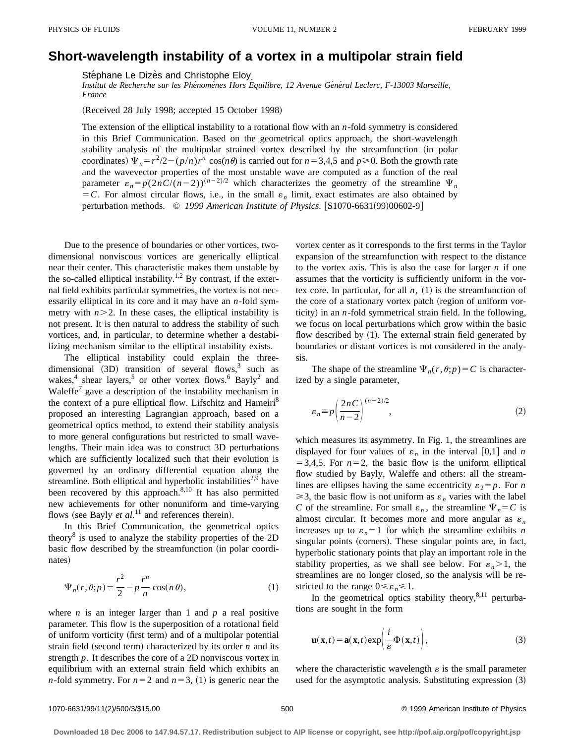# Short-wavelength instability of a vortex in a multipolar strain field

Stéphane Le Dizès and Christophe Eloy

*Institut de Recherche sur les Phénomènes Hors Équilibre, 12 Avenue Général Leclerc, F-13003 Marseille, France*

(Received 28 July 1998; accepted 15 October 1998)

The extension of the elliptical instability to a rotational flow with an $n$-fold symmetry is considered in this Brief Communication. Based on the geometrical optics approach, the short-wavelength stability analysis of the multipolar strained vortex described by the streamfunction (in polar coordinates) $\Psi_n = r^2/2 - (p/n) r^n \cos(n\theta)$ is carried out for $n=3,4,5$ and $p \geqslant 0$. Both the growth rate and the wavevector properties of the most unstable wave are computed as a function of the real parameter $\varepsilon_n = p(2nC/(n-2))^{(n-2)/2}$ which characterizes the geometry of the streamline $\Psi_n = C$. For almost circular flows, i.e., in the small $\varepsilon_n$ limit, exact estimates are also obtained by perturbation methods. © *1999 American Institute of Physics.* [S1070-6631(99)00602-9]

Due to the presence of boundaries or other vortices, two-dimensional nonviscous vortices are generically elliptical near their center. This characteristic makes them unstable by the so-called elliptical instability.[1,2] By contrast, if the external field exhibits particular symmetries, the vortex is not necessarily elliptical in its core and it may have an $n$-fold symmetry with $n>2$. In these cases, the elliptical instability is not present. It is then natural to address the stability of such vortices, and, in particular, to determine whether a destabilizing mechanism similar to the elliptical instability exists.

The elliptical instability could explain the three-dimensional (3D) transition of several flows,[3] such as wakes,[4] shear layers,[5] or other vortex flows.[6] Bayly[2] and Waleffe[7] gave a description of the instability mechanism in the context of a pure elliptical flow. Lifschitz and Hameiri[8] proposed an interesting Lagrangian approach, based on a geometrical optics method, to extend their stability analysis to more general configurations but restricted to small wavelengths. Their main idea was to construct 3D perturbations which are sufficiently localized such that their evolution is governed by an ordinary differential equation along the streamline. Both elliptical and hyperbolic instabilities[2,9] have been recovered by this approach.[8,10] It has also permitted new achievements for other nonuniform and time-varying flows (see Bayly *et al.*[11] and references therein).

In this Brief Communication, the geometrical optics theory[8] is used to analyze the stability properties of the 2D basic flow described by the streamfunction (in polar coordinates)

$$\Psi_n(r,\theta;p) = \frac{r^2}{2} - p\frac{r^n}{n}\cos(n\theta), \tag{1}$$

where $n$ is an integer larger than 1 and $p$ a real positive parameter. This flow is the superposition of a rotational field of uniform vorticity (first term) and of a multipolar potential strain field (second term) characterized by its order $n$ and its strength $p$. It describes the core of a 2D nonviscous vortex in equilibrium with an external strain field which exhibits an $n$-fold symmetry. For $n=2$ and $n=3$, (1) is generic near the vortex center as it corresponds to the first terms in the Taylor expansion of the streamfunction with respect to the distance to the vortex axis. This is also the case for larger $n$ if one assumes that the vorticity is sufficiently uniform in the vortex core. In particular, for all $n$, (1) is the streamfunction of the core of a stationary vortex patch (region of uniform vorticity) in an $n$-fold symmetrical strain field. In the following, we focus on local perturbations which grow within the basic flow described by (1). The external strain field generated by boundaries or distant vortices is not considered in the analysis.

The shape of the streamline $\Psi_n(r,\theta;p)=C$ is characterized by a single parameter,

$$\varepsilon_n \equiv p\left(\frac{2nC}{n-2}\right)^{(n-2)/2}, \tag{2}$$

which measures its asymmetry. In Fig. 1, the streamlines are displayed for four values of $\varepsilon_n$ in the interval $[0,1]$ and $n=3,4,5$. For $n=2$, the basic flow is the uniform elliptical flow studied by Bayly, Waleffe and others: all the streamlines are ellipses having the same eccentricity $\varepsilon_2 = p$. For $n \geqslant 3$, the basic flow is not uniform as $\varepsilon_n$ varies with the label $C$ of the streamline. For small $\varepsilon_n$, the streamline $\Psi_n = C$ is almost circular. It becomes more and more angular as $\varepsilon_n$ increases up to $\varepsilon_n = 1$ for which the streamline exhibits $n$ singular points (corners). These singular points are, in fact, hyperbolic stationary points that play an important role in the stability properties, as we shall see below. For $\varepsilon_n > 1$, the streamlines are no longer closed, so the analysis will be restricted to the range $0 \leqslant \varepsilon_n \leqslant 1$.

In the geometrical optics stability theory,[8,11] perturbations are sought in the form

$$\mathbf{u}(\mathbf{x},t) = \mathbf{a}(\mathbf{x},t)\exp\left(\frac{i}{\varepsilon}\Phi(\mathbf{x},t)\right), \tag{3}$$

where the characteristic wavelength $\varepsilon$ is the small parameter used for the asymptotic analysis. Substituting expression (3)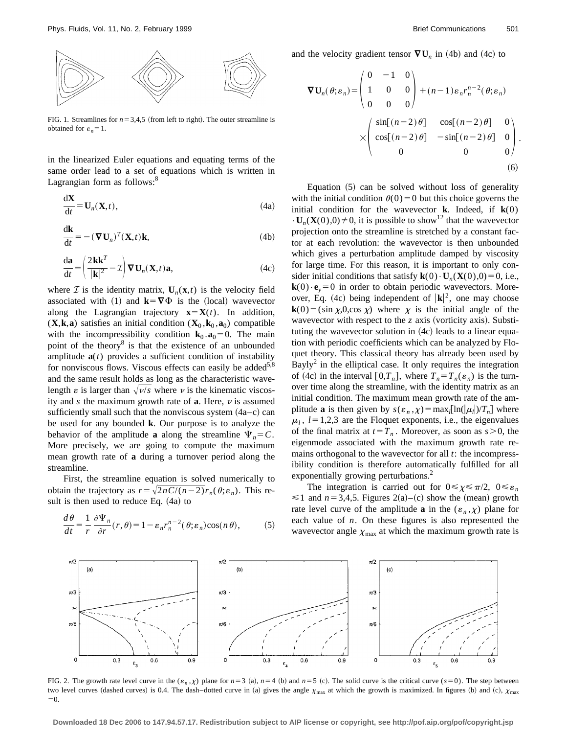FIG. 1. Streamlines for $n=3,4,5$ (from left to right). The outer streamline is obtained for $\varepsilon_n=1$.

in the linearized Euler equations and equating terms of the same order lead to a set of equations which is written in Lagrangian form as follows:[8]

$$\frac{\mathrm{d}\mathbf{X}}{\mathrm{d}t}=\mathbf{U}_n(\mathbf{X},t), \tag{4a}$$

$$\frac{\mathrm{d}\mathbf{k}}{\mathrm{d}t}=-(\nabla \mathbf{U}_n)^T(\mathbf{X},t)\mathbf{k}, \tag{4b}$$

$$\frac{\mathrm{d}\mathbf{a}}{\mathrm{d}t}=\left(\frac{2\mathbf{k}\mathbf{k}^T}{|\mathbf{k}|^2}-\mathcal{I}\right)\nabla \mathbf{U}_n(\mathbf{X},t)\mathbf{a}, \tag{4c}$$

where $\mathcal{I}$ is the identity matrix, $\mathbf{U}_n(\mathbf{x},t)$ is the velocity field associated with (1) and $\mathbf{k}=\nabla\Phi$ is the (local) wavevector along the Lagrangian trajectory $\mathbf{x}=\mathbf{X}(t)$. In addition, $(\mathbf{X},\mathbf{k},\mathbf{a})$ satisfies an initial condition $(\mathbf{X}_0,\mathbf{k}_0,\mathbf{a}_0)$ compatible with the incompressibility condition $\mathbf{k}_0.\mathbf{a}_0=0$. The main point of the theory[8] is that the existence of an unbounded amplitude $\mathbf{a}(t)$ provides a sufficient condition of instability for nonviscous flows. Viscous effects can easily be added[5,8] and the same result holds as long as the characteristic wavelength $\varepsilon$ is larger than $\sqrt{\nu/s}$ where $\nu$ is the kinematic viscosity and $s$ the maximum growth rate of $\mathbf{a}$. Here, $\nu$ is assumed sufficiently small such that the nonviscous system (4a–c) can be used for any bounded $\mathbf{k}$. Our purpose is to analyze the behavior of the amplitude $\mathbf{a}$ along the streamline $\Psi_n=C$. More precisely, we are going to compute the maximum mean growth rate of $\mathbf{a}$ during a turnover period along the streamline.

First, the streamline equation is solved numerically to obtain the trajectory as $r=\sqrt{2nC/(n-2)}r_n(\theta;\varepsilon_n)$. This result is then used to reduce Eq. (4a) to

$$\frac{d\theta}{dt}=\frac{1}{r}\frac{\partial\Psi_n}{\partial r}(r,\theta)=1-\varepsilon_n r_n^{n-2}(\theta;\varepsilon_n)\cos(n\theta), \tag{5}$$

and the velocity gradient tensor $\nabla\mathbf{U}_n$ in (4b) and (4c) to

$$\nabla\mathbf{U}_n(\theta;\varepsilon_n)=\begin{pmatrix}0 & -1 & 0\\ 1 & 0 & 0\\ 0 & 0 & 0\end{pmatrix}+(n-1)\varepsilon_n r_n^{n-2}(\theta;\varepsilon_n)\times\begin{pmatrix}\sin[(n-2)\theta] & \cos[(n-2)\theta] & 0\\ \cos[(n-2)\theta] & -\sin[(n-2)\theta] & 0\\ 0 & 0 & 0\end{pmatrix}. \tag{6}$$

Equation (5) can be solved without loss of generality with the initial condition $\theta(0)=0$ but this choice governs the initial condition for the wavevector $\mathbf{k}$. Indeed, if $\mathbf{k}(0)\cdot\mathbf{U}_n(\mathbf{X}(0),0)\neq 0$, it is possible to show[12] that the wavevector projection onto the streamline is stretched by a constant factor at each revolution: the wavevector is then unbounded which gives a perturbation amplitude damped by viscosity for large time. For this reason, it is important to only consider initial conditions that satisfy $\mathbf{k}(0)\cdot\mathbf{U}_n(\mathbf{X}(0),0)=0$, i.e., $\mathbf{k}(0)\cdot\mathbf{e}_y=0$ in order to obtain periodic wavevectors. Moreover, Eq. (4c) being independent of $|\mathbf{k}|^2$, one may choose $\mathbf{k}(0)=(\sin\chi,0,\cos\chi)$ where $\chi$ is the initial angle of the wavevector with respect to the $z$ axis (vorticity axis). Substituting the wavevector solution in (4c) leads to a linear equation with periodic coefficients which can be analyzed by Floquet theory. This classical theory has already been used by Bayly[2] in the elliptical case. It only requires the integration of (4c) in the interval $[0,T_n]$, where $T_n=T_n(\varepsilon_n)$ is the turnover time along the streamline, with the identity matrix as an initial condition. The maximum mean growth rate of the amplitude $\mathbf{a}$ is then given by $s(\varepsilon_n,\chi)=\max_l[\ln(|\mu_l|)/T_n]$ where $\mu_l$, $l=1,2,3$ are the Floquet exponents, i.e., the eigenvalues of the final matrix at $t=T_n$. Moreover, as soon as $s>0$, the eigenmode associated with the maximum growth rate remains orthogonal to the wavevector for all $t$: the incompressibility condition is therefore automatically fulfilled for all exponentially growing perturbations.[2]

The integration is carried out for $0\leq\chi\leq\pi/2$, $0\leq\varepsilon_n\leq 1$ and $n=3,4,5$. Figures 2(a)–(c) show the (mean) growth rate level curve of the amplitude $\mathbf{a}$ in the $(\varepsilon_n,\chi)$ plane for each value of $n$. On these figures is also represented the wavevector angle $\chi_{\max}$ at which the maximum growth rate is

FIG. 2. The growth rate level curve in the $(\varepsilon_n,\chi)$ plane for $n=3$ (a), $n=4$ (b) and $n=5$ (c). The solid curve is the critical curve ($s=0$). The step between two level curves (dashed curves) is 0.4. The dash–dotted curve in (a) gives the angle $\chi_{\max}$ at which the growth is maximized. In figures (b) and (c), $\chi_{\max}=0$.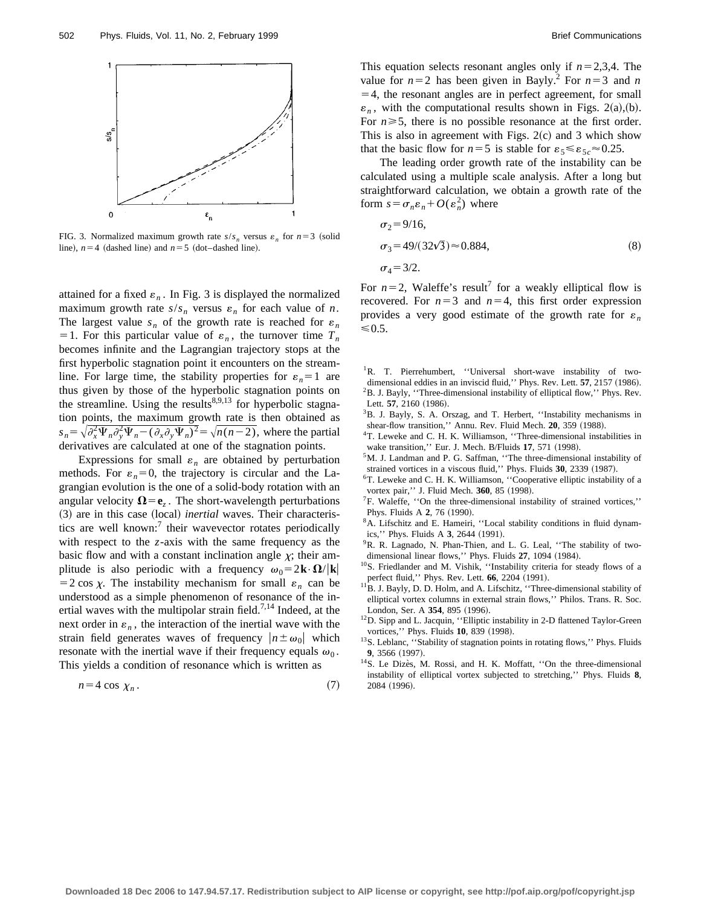1

0

$s/s_n$

$\varepsilon_n$

0

1

FIG. 3. Normalized maximum growth rate $s/s_n$ versus $\varepsilon_n$ for $n=3$ (solid line), $n=4$ (dashed line) and $n=5$ (dot–dashed line).

attained for a fixed $\varepsilon_n$. In Fig. 3 is displayed the normalized maximum growth rate $s/s_n$ versus $\varepsilon_n$ for each value of $n$. The largest value $s_n$ of the growth rate is reached for $\varepsilon_n = 1$. For this particular value of $\varepsilon_n$, the turnover time $T_n$ becomes infinite and the Lagrangian trajectory stops at the first hyperbolic stagnation point it encounters on the streamline. For large time, the stability properties for $\varepsilon_n = 1$ are thus given by those of the hyperbolic stagnation points on the streamline. Using the results[8,9,13] for hyperbolic stagnation points, the maximum growth rate is then obtained as $s_n = \sqrt{\partial_x^2 \Psi_n \partial_y^2 \Psi_n - (\partial_x \partial_y \Psi_n)^2} = \sqrt{n(n-2)}$, where the partial derivatives are calculated at one of the stagnation points.

Expressions for small $\varepsilon_n$ are obtained by perturbation methods. For $\varepsilon_n = 0$, the trajectory is circular and the Lagrangian evolution is the one of a solid-body rotation with an angular velocity $\mathbf{\Omega} = \mathbf{e}_z$. The short-wavelength perturbations (3) are in this case (local) *inertial* waves. Their characteristics are well known:[7] their wavevector rotates periodically with respect to the $z$-axis with the same frequency as the basic flow and with a constant inclination angle $\chi$; their amplitude is also periodic with a frequency $\omega_0 = 2\mathbf{k}\cdot\mathbf{\Omega}/|\mathbf{k}| = 2\cos\chi$. The instability mechanism for small $\varepsilon_n$ can be understood as a simple phenomenon of resonance of the inertial waves with the multipolar strain field.[7,14] Indeed, at the next order in $\varepsilon_n$, the interaction of the inertial wave with the strain field generates waves of frequency $|n \pm \omega_0|$ which resonate with the inertial wave if their frequency equals $\omega_0$. This yields a condition of resonance which is written as

$$n = 4\cos\chi_n. \tag{7}$$

This equation selects resonant angles only if $n=2,3,4$. The value for $n=2$ has been given in Bayly.[2] For $n=3$ and $n=4$, the resonant angles are in perfect agreement, for small $\varepsilon_n$, with the computational results shown in Figs. 2(a),(b). For $n \geq 5$, there is no possible resonance at the first order. This is also in agreement with Figs. 2(c) and 3 which show that the basic flow for $n=5$ is stable for $\varepsilon_5 \leq \varepsilon_{5c} \approx 0.25$.

The leading order growth rate of the instability can be calculated using a multiple scale analysis. After a long but straightforward calculation, we obtain a growth rate of the form $s = \sigma_n \varepsilon_n + O(\varepsilon_n^2)$ where

$$\sigma_2 = 9/16,$$
$$\sigma_3 = 49/(32\sqrt{3}) \approx 0.884, \tag{8}$$
$$\sigma_4 = 3/2.$$

For $n=2$, Waleffe's result[7] for a weakly elliptical flow is recovered. For $n=3$ and $n=4$, this first order expression provides a very good estimate of the growth rate for $\varepsilon_n \leq 0.5$.

[1] R. T. Pierrehumbert, ''Universal short-wave instability of two-dimensional eddies in an inviscid fluid,'' Phys. Rev. Lett. **57**, 2157 (1986).
[2] B. J. Bayly, ''Three-dimensional instability of elliptical flow,'' Phys. Rev. Lett. **57**, 2160 (1986).
[3] B. J. Bayly, S. A. Orszag, and T. Herbert, ''Instability mechanisms in shear-flow transition,'' Annu. Rev. Fluid Mech. **20**, 359 (1988).
[4] T. Leweke and C. H. K. Williamson, ''Three-dimensional instabilities in wake transition,'' Eur. J. Mech. B/Fluids **17**, 571 (1998).
[5] M. J. Landman and P. G. Saffman, ''The three-dimensional instability of strained vortices in a viscous fluid,'' Phys. Fluids **30**, 2339 (1987).
[6] T. Leweke and C. H. K. Williamson, ''Cooperative elliptic instability of a vortex pair,'' J. Fluid Mech. **360**, 85 (1998).
[7] F. Waleffe, ''On the three-dimensional instability of strained vortices,'' Phys. Fluids A **2**, 76 (1990).
[8] A. Lifschitz and E. Hameiri, ''Local stability conditions in fluid dynamics,'' Phys. Fluids A **3**, 2644 (1991).
[9] R. R. Lagnado, N. Phan-Thien, and L. G. Leal, ''The stability of two-dimensional linear flows,'' Phys. Fluids **27**, 1094 (1984).
[10] S. Friedlander and M. Vishik, ''Instability criteria for steady flows of a perfect fluid,'' Phys. Rev. Lett. **66**, 2204 (1991).
[11] B. J. Bayly, D. D. Holm, and A. Lifschitz, ''Three-dimensional stability of elliptical vortex columns in external strain flows,'' Philos. Trans. R. Soc. London, Ser. A **354**, 895 (1996).
[12] D. Sipp and L. Jacquin, ''Elliptic instability in 2-D flattened Taylor-Green vortices,'' Phys. Fluids **10**, 839 (1998).
[13] S. Leblanc, ''Stability of stagnation points in rotating flows,'' Phys. Fluids **9**, 3566 (1997).
[14] S. Le Dizès, M. Rossi, and H. K. Moffatt, ''On the three-dimensional instability of elliptical vortex subjected to stretching,'' Phys. Fluids **8**, 2084 (1996).